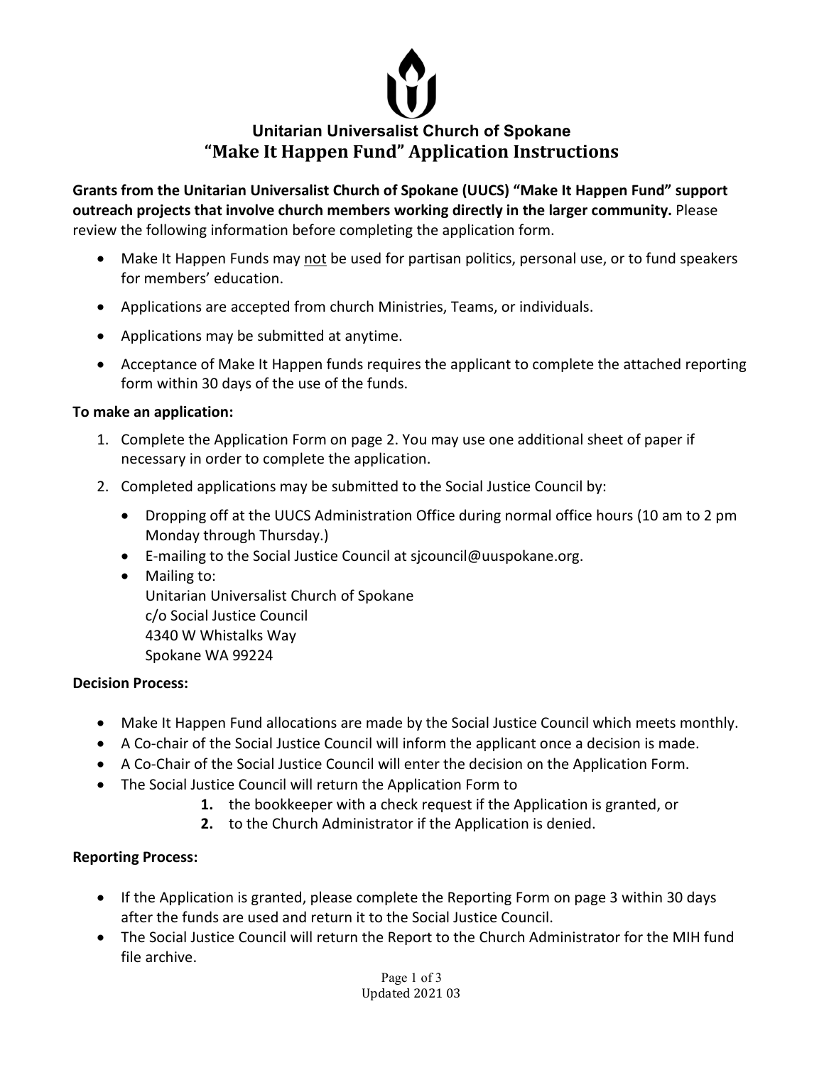# Unitarian Universalist Church of Spokane

## "Make It Happen Fund" Application Instructions

**Grants from the Unitarian Universalist Church of Spokane (UUCS) "Make It Happen Fund" support outreach projects that involve church members working directly in the larger community.** Please review the following information before completing the application form.

- Make It Happen Funds may not be used for partisan politics, personal use, or to fund speakers for members' education.
- Applications are accepted from church Ministries, Teams, or individuals.
- Applications may be submitted at anytime.
- Acceptance of Make It Happen funds requires the applicant to complete the attached reporting form within 30 days of the use of the funds.

**To make an application:**

1. Complete the Application Form on page 2. You may use one additional sheet of paper if necessary in order to complete the application.
2. Completed applications may be submitted to the Social Justice Council by:
   - Dropping off at the UUCS Administration Office during normal office hours (10 am to 2 pm Monday through Thursday.)
   - E-mailing to the Social Justice Council at sjcouncil@uuspokane.org.
   - Mailing to:
     Unitarian Universalist Church of Spokane
     c/o Social Justice Council
     4340 W Whistalks Way
     Spokane WA 99224

**Decision Process:**

- Make It Happen Fund allocations are made by the Social Justice Council which meets monthly.
- A Co-chair of the Social Justice Council will inform the applicant once a decision is made.
- A Co-Chair of the Social Justice Council will enter the decision on the Application Form.
- The Social Justice Council will return the Application Form to
  1. the bookkeeper with a check request if the Application is granted, or
  2. to the Church Administrator if the Application is denied.

**Reporting Process:**

- If the Application is granted, please complete the Reporting Form on page 3 within 30 days after the funds are used and return it to the Social Justice Council.
- The Social Justice Council will return the Report to the Church Administrator for the MIH fund file archive.

Updated 2021 03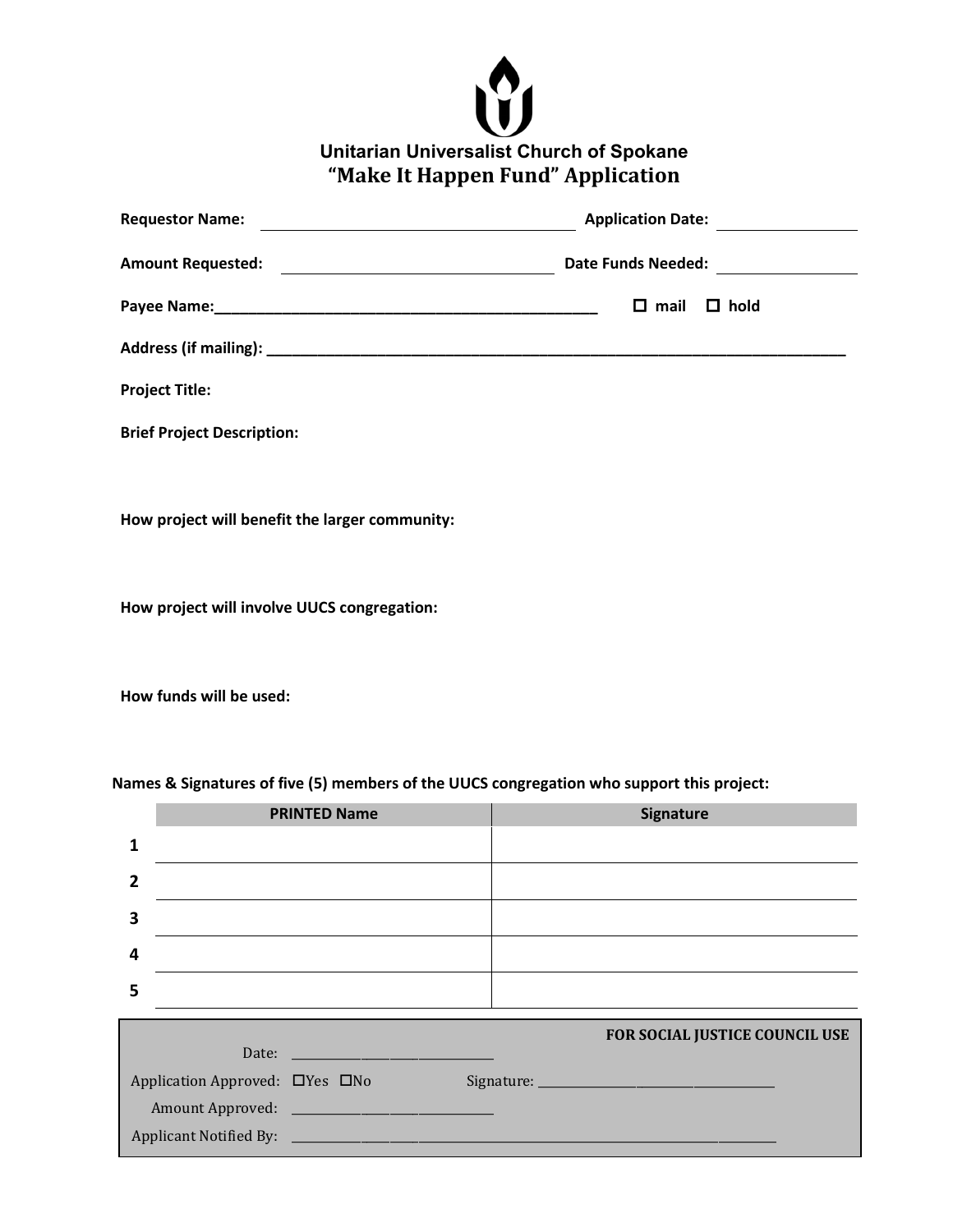# Unitarian Universalist Church of Spokane
## "Make It Happen Fund" Application

**Requestor Name:** ______________________________ **Application Date:** ______________

**Amount Requested:** ______________________________ **Date Funds Needed:** ______________

**Payee Name:**_______________________________________________ ☐ **mail** ☐ **hold**

**Address (if mailing):** ____________________________________________________________________

**Project Title:**

**Brief Project Description:**

**How project will benefit the larger community:**

**How project will involve UUCS congregation:**

**How funds will be used:**

**Names & Signatures of five (5) members of the UUCS congregation who support this project:**

| | PRINTED Name | Signature |
|---|---|---|
| 1 | | |
| 2 | | |
| 3 | | |
| 4 | | |
| 5 | | |

**FOR SOCIAL JUSTICE COUNCIL USE**

Date: ______________________________

Application Approved: ☐Yes ☐No Signature: ____________________________________

Amount Approved: ______________________________

Applicant Notified By: ________________________________________________________________________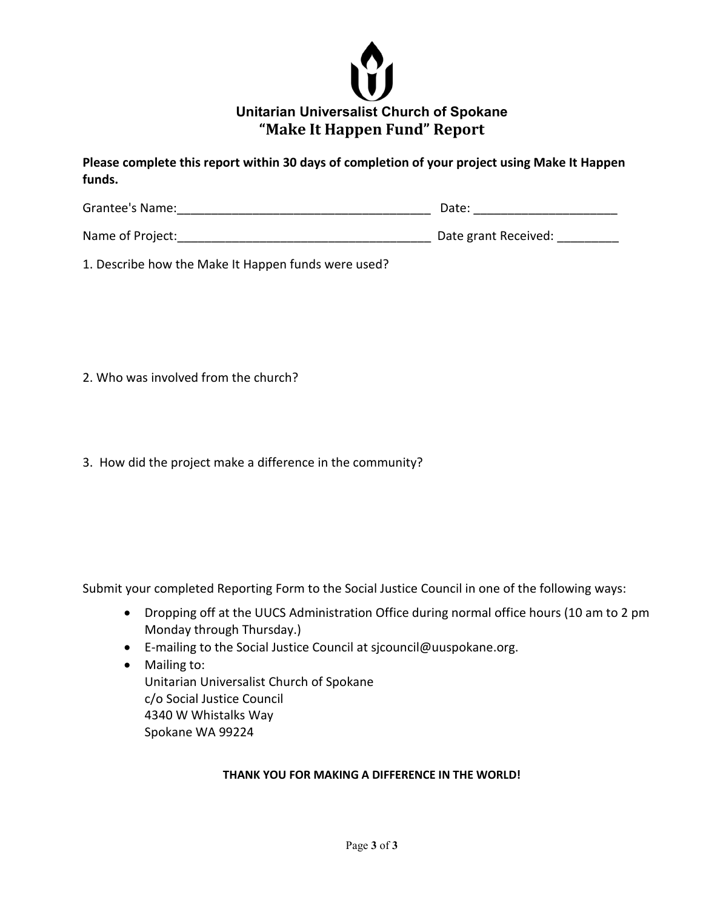# Unitarian Universalist Church of Spokane

## "Make It Happen Fund" Report

**Please complete this report within 30 days of completion of your project using Make It Happen funds.**

Grantee's Name:\_\_\_\_\_\_\_\_\_\_\_\_\_\_\_\_\_\_\_\_\_\_\_\_\_\_\_\_\_\_\_\_\_\_\_\_\_ Date: \_\_\_\_\_\_\_\_\_\_\_\_\_\_\_\_\_\_\_\_\_

Name of Project:\_\_\_\_\_\_\_\_\_\_\_\_\_\_\_\_\_\_\_\_\_\_\_\_\_\_\_\_\_\_\_\_\_\_\_\_\_ Date grant Received: \_\_\_\_\_\_\_\_\_

1. Describe how the Make It Happen funds were used?

2. Who was involved from the church?

3. How did the project make a difference in the community?

Submit your completed Reporting Form to the Social Justice Council in one of the following ways:

- Dropping off at the UUCS Administration Office during normal office hours (10 am to 2 pm Monday through Thursday.)
- E-mailing to the Social Justice Council at sjcouncil@uuspokane.org.
- Mailing to:
  Unitarian Universalist Church of Spokane
  c/o Social Justice Council
  4340 W Whistalks Way
  Spokane WA 99224

**THANK YOU FOR MAKING A DIFFERENCE IN THE WORLD!**